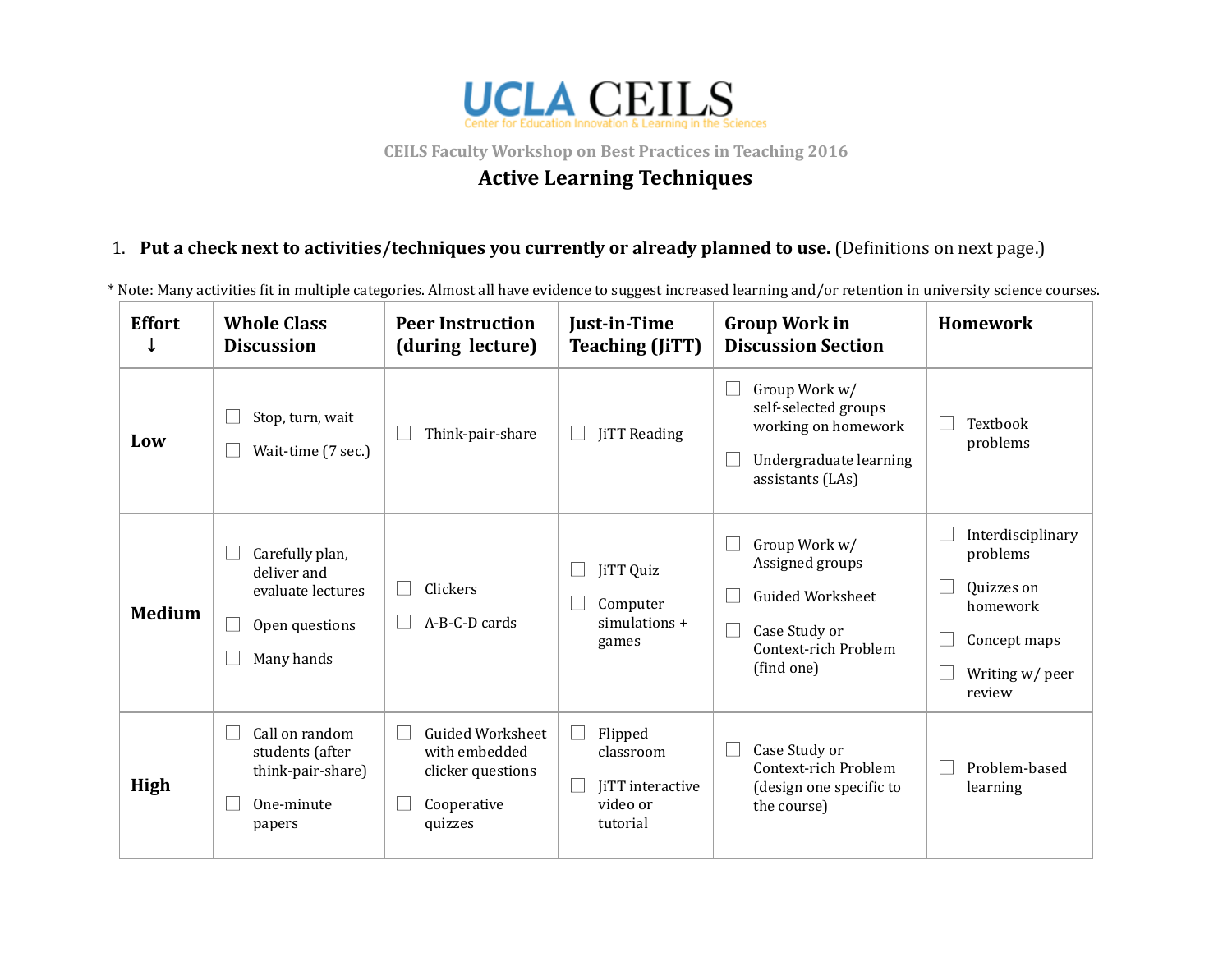# UCLA CEILS

Center for Education Innovation & Learning in the Sciences

CEILS Faculty Workshop on Best Practices in Teaching 2016

## Active Learning Techniques

1. **Put a check next to activities/techniques you currently or already planned to use.** (Definitions on next page.)

\* Note: Many activities fit in multiple categories. Almost all have evidence to suggest increased learning and/or retention in university science courses.

| Effort ↓ | Whole Class Discussion | Peer Instruction (during lecture) | Just-in-Time Teaching (JiTT) | Group Work in Discussion Section | Homework |
|---|---|---|---|---|---|
| **Low** | ☐ Stop, turn, wait<br>☐ Wait-time (7 sec.) | ☐ Think-pair-share | ☐ JiTT Reading | ☐ Group Work w/ self-selected groups working on homework<br>☐ Undergraduate learning assistants (LAs) | ☐ Textbook problems |
| **Medium** | ☐ Carefully plan, deliver and evaluate lectures<br>☐ Open questions<br>☐ Many hands | ☐ Clickers<br>☐ A-B-C-D cards | ☐ JiTT Quiz<br>☐ Computer simulations + games | ☐ Group Work w/ Assigned groups<br>☐ Guided Worksheet<br>☐ Case Study or Context-rich Problem (find one) | ☐ Interdisciplinary problems<br>☐ Quizzes on homework<br>☐ Concept maps<br>☐ Writing w/ peer review |
| **High** | ☐ Call on random students (after think-pair-share)<br>☐ One-minute papers | ☐ Guided Worksheet with embedded clicker questions<br>☐ Cooperative quizzes | ☐ Flipped classroom<br>☐ JiTT interactive video or tutorial | ☐ Case Study or Context-rich Problem (design one specific to the course) | ☐ Problem-based learning |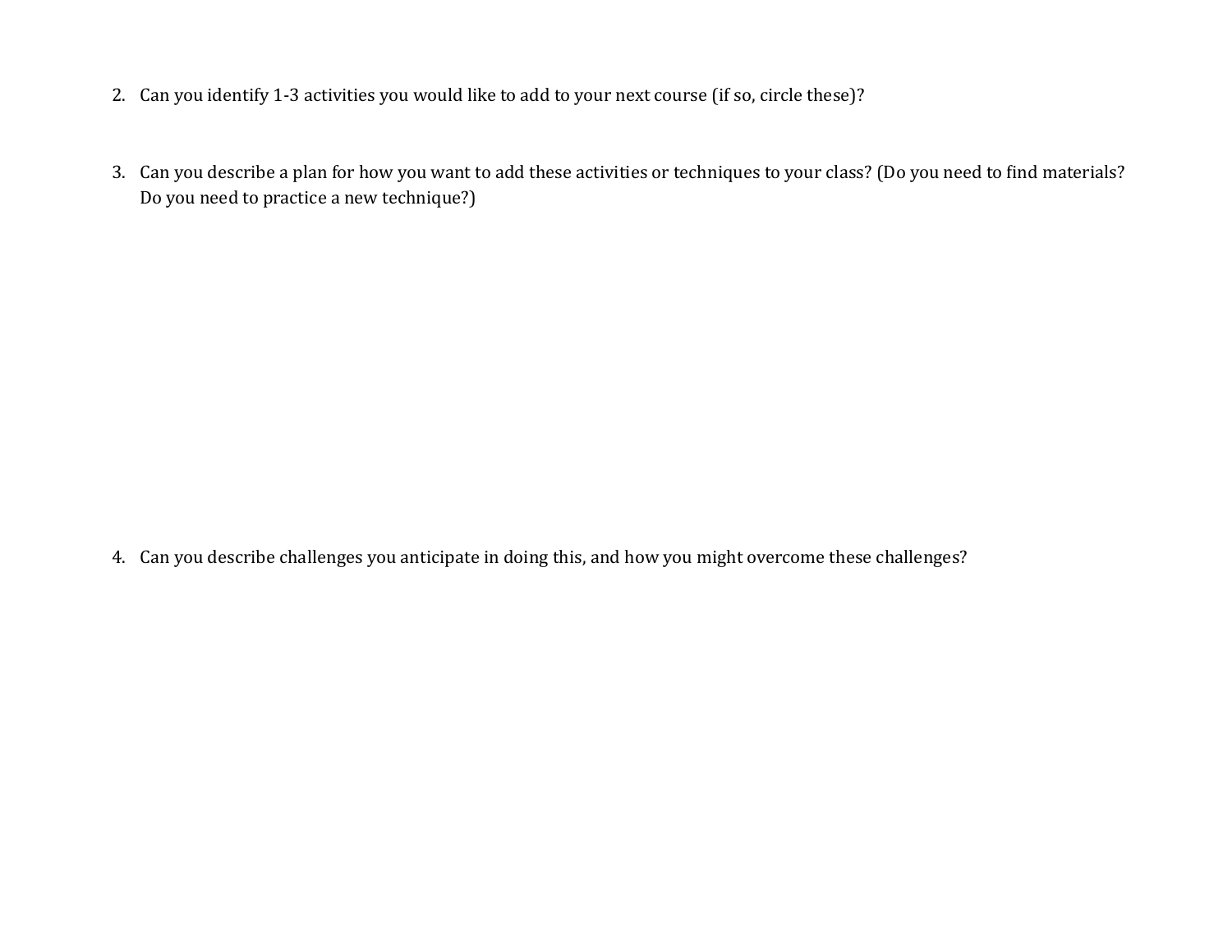2. Can you identify 1-3 activities you would like to add to your next course (if so, circle these)?

3. Can you describe a plan for how you want to add these activities or techniques to your class? (Do you need to find materials? Do you need to practice a new technique?)

4. Can you describe challenges you anticipate in doing this, and how you might overcome these challenges?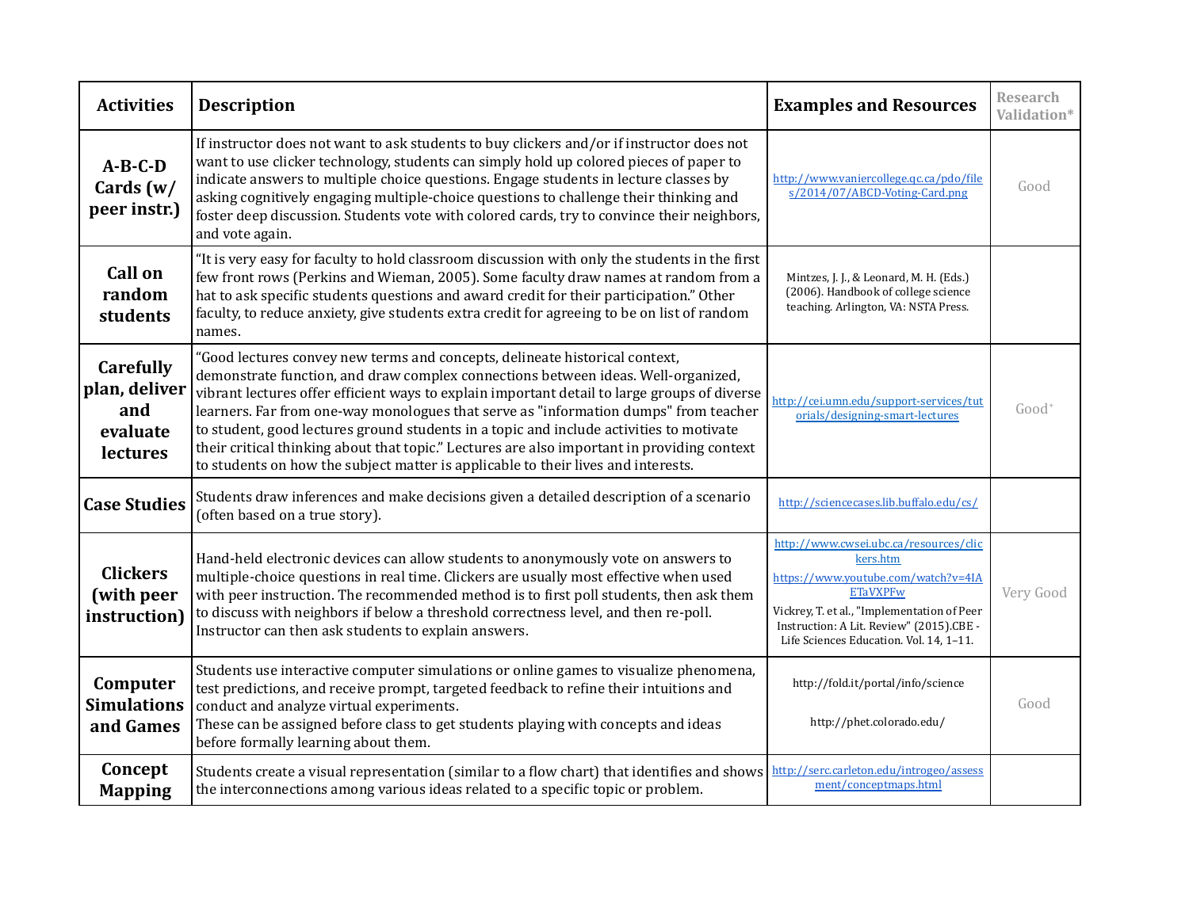| Activities | Description | Examples and Resources | Research Validation* |
|---|---|---|---|
| A-B-C-D Cards (w/ peer instr.) | If instructor does not want to ask students to buy clickers and/or if instructor does not want to use clicker technology, students can simply hold up colored pieces of paper to indicate answers to multiple choice questions. Engage students in lecture classes by asking cognitively engaging multiple-choice questions to challenge their thinking and foster deep discussion. Students vote with colored cards, try to convince their neighbors, and vote again. | http://www.vaniercollege.qc.ca/pdo/files/2014/07/ABCD-Voting-Card.png | Good |
| Call on random students | "It is very easy for faculty to hold classroom discussion with only the students in the first few front rows (Perkins and Wieman, 2005). Some faculty draw names at random from a hat to ask specific students questions and award credit for their participation." Other faculty, to reduce anxiety, give students extra credit for agreeing to be on list of random names. | Mintzes, J. J., & Leonard, M. H. (Eds.) (2006). Handbook of college science teaching. Arlington, VA: NSTA Press. | |
| Carefully plan, deliver and evaluate lectures | "Good lectures convey new terms and concepts, delineate historical context, demonstrate function, and draw complex connections between ideas. Well-organized, vibrant lectures offer efficient ways to explain important detail to large groups of diverse learners. Far from one-way monologues that serve as "information dumps" from teacher to student, good lectures ground students in a topic and include activities to motivate their critical thinking about that topic." Lectures are also important in providing context to students on how the subject matter is applicable to their lives and interests. | http://cei.umn.edu/support-services/tutorials/designing-smart-lectures | Good+ |
| Case Studies | Students draw inferences and make decisions given a detailed description of a scenario (often based on a true story). | http://sciencecases.lib.buffalo.edu/cs/ | |
| Clickers (with peer instruction) | Hand-held electronic devices can allow students to anonymously vote on answers to multiple-choice questions in real time. Clickers are usually most effective when used with peer instruction. The recommended method is to first poll students, then ask them to discuss with neighbors if below a threshold correctness level, and then re-poll. Instructor can then ask students to explain answers. | http://www.cwsei.ubc.ca/resources/clickers.htm<br>https://www.youtube.com/watch?v=4IAETaVXPFw<br>Vickrey, T. et al., "Implementation of Peer Instruction: A Lit. Review" (2015).CBE - Life Sciences Education. Vol. 14, 1–11. | Very Good |
| Computer Simulations and Games | Students use interactive computer simulations or online games to visualize phenomena, test predictions, and receive prompt, targeted feedback to refine their intuitions and conduct and analyze virtual experiments.<br>These can be assigned before class to get students playing with concepts and ideas before formally learning about them. | http://fold.it/portal/info/science<br>http://phet.colorado.edu/ | Good |
| Concept Mapping | Students create a visual representation (similar to a flow chart) that identifies and shows the interconnections among various ideas related to a specific topic or problem. | http://serc.carleton.edu/introgeo/assessment/conceptmaps.html | |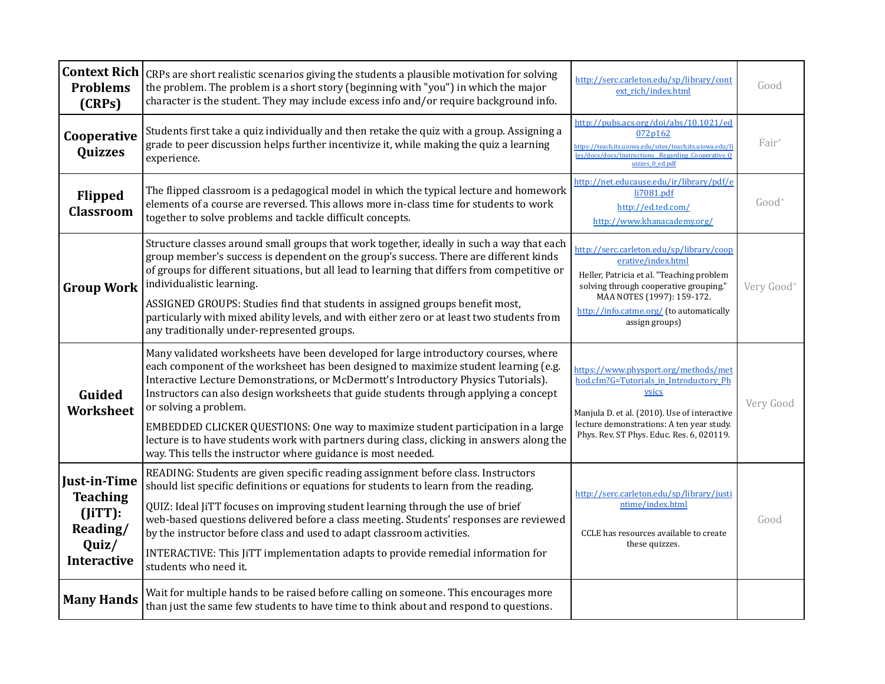| | | | |
|---|---|---|---|
| **Context Rich Problems (CRPs)** | CRPs are short realistic scenarios giving the students a plausible motivation for solving the problem. The problem is a short story (beginning with "you") in which the major character is the student. They may include excess info and/or require background info. | http://serc.carleton.edu/sp/library/context_rich/index.html | Good |
| **Cooperative Quizzes** | Students first take a quiz individually and then retake the quiz with a group. Assigning a grade to peer discussion helps further incentivize it, while making the quiz a learning experience. | http://pubs.acs.org/doi/abs/10.1021/ed072p162<br>https://teach.its.uiowa.edu/sites/teach.its.uiowa.edu/files/docs/docs/Instructions_Regarding_Cooperative_Quizzes_0_ed.pdf | Fair⁺ |
| **Flipped Classroom** | The flipped classroom is a pedagogical model in which the typical lecture and homework elements of a course are reversed. This allows more in-class time for students to work together to solve problems and tackle difficult concepts. | http://net.educause.edu/ir/library/pdf/eli7081.pdf<br>http://ed.ted.com/<br>http://www.khanacademy.org/ | Good⁺ |
| **Group Work** | Structure classes around small groups that work together, ideally in such a way that each group member's success is dependent on the group's success. There are different kinds of groups for different situations, but all lead to learning that differs from competitive or individualistic learning.<br>ASSIGNED GROUPS: Studies find that students in assigned groups benefit most, particularly with mixed ability levels, and with either zero or at least two students from any traditionally under-represented groups. | http://serc.carleton.edu/sp/library/cooperative/index.html<br>Heller, Patricia et al. "Teaching problem solving through cooperative grouping." MAA NOTES (1997): 159-172.<br>http://info.catme.org/ (to automatically assign groups) | Very Good⁺ |
| **Guided Worksheet** | Many validated worksheets have been developed for large introductory courses, where each component of the worksheet has been designed to maximize student learning (e.g. Interactive Lecture Demonstrations, or McDermott's Introductory Physics Tutorials). Instructors can also design worksheets that guide students through applying a concept or solving a problem.<br>EMBEDDED CLICKER QUESTIONS: One way to maximize student participation in a large lecture is to have students work with partners during class, clicking in answers along the way. This tells the instructor where guidance is most needed. | https://www.physport.org/methods/method.cfm?G=Tutorials_in_Introductory_Physics<br>Manjula D. et al. (2010). Use of interactive lecture demonstrations: A ten year study. Phys. Rev. ST Phys. Educ. Res. 6, 020119. | Very Good |
| **Just-in-Time Teaching (JiTT): Reading/ Quiz/ Interactive** | READING: Students are given specific reading assignment before class. Instructors should list specific definitions or equations for students to learn from the reading.<br>QUIZ: Ideal JiTT focuses on improving student learning through the use of brief web-based questions delivered before a class meeting. Students' responses are reviewed by the instructor before class and used to adapt classroom activities.<br>INTERACTIVE: This JiTT implementation adapts to provide remedial information for students who need it. | http://serc.carleton.edu/sp/library/justintime/index.html<br>CCLE has resources available to create these quizzes. | Good |
| **Many Hands** | Wait for multiple hands to be raised before calling on someone. This encourages more than just the same few students to have time to think about and respond to questions. | | |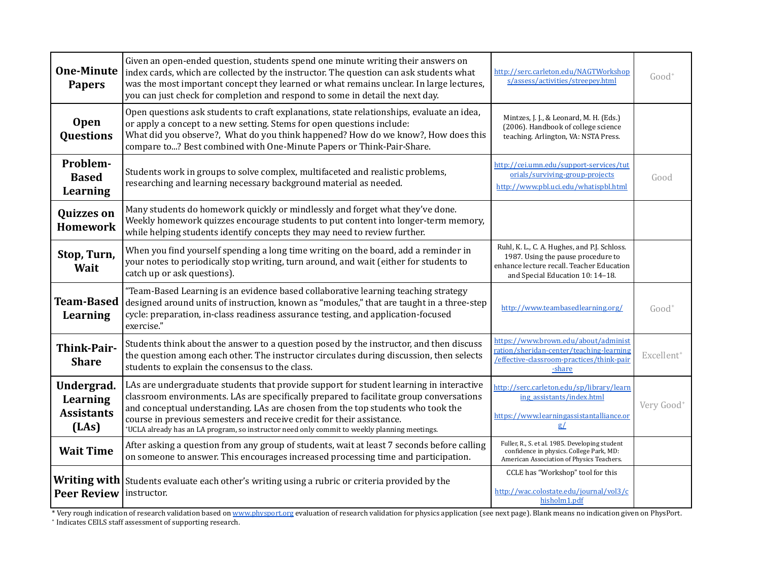| | | | |
|---|---|---|---|
| **One-Minute Papers** | Given an open-ended question, students spend one minute writing their answers on index cards, which are collected by the instructor. The question can ask students what was the most important concept they learned or what remains unclear. In large lectures, you can just check for completion and respond to some in detail the next day. | http://serc.carleton.edu/NAGTWorkshops/assess/activities/streepey.html | Good⁺ |
| **Open Questions** | Open questions ask students to craft explanations, state relationships, evaluate an idea, or apply a concept to a new setting. Stems for open questions include: What did you observe?, What do you think happened? How do we know?, How does this compare to...? Best combined with One-Minute Papers or Think-Pair-Share. | Mintzes, J. J., & Leonard, M. H. (Eds.) (2006). Handbook of college science teaching. Arlington, VA: NSTA Press. | |
| **Problem-Based Learning** | Students work in groups to solve complex, multifaceted and realistic problems, researching and learning necessary background material as needed. | http://cei.umn.edu/support-services/tutorials/surviving-group-projects http://www.pbl.uci.edu/whatispbl.html | Good |
| **Quizzes on Homework** | Many students do homework quickly or mindlessly and forget what they've done. Weekly homework quizzes encourage students to put content into longer-term memory, while helping students identify concepts they may need to review further. | | |
| **Stop, Turn, Wait** | When you find yourself spending a long time writing on the board, add a reminder in your notes to periodically stop writing, turn around, and wait (either for students to catch up or ask questions). | Ruhl, K. L., C. A. Hughes, and P.J. Schloss. 1987. Using the pause procedure to enhance lecture recall. Teacher Education and Special Education 10: 14–18. | |
| **Team-Based Learning** | "Team-Based Learning is an evidence based collaborative learning teaching strategy designed around units of instruction, known as "modules," that are taught in a three-step cycle: preparation, in-class readiness assurance testing, and application-focused exercise." | http://www.teambasedlearning.org/ | Good⁺ |
| **Think-Pair-Share** | Students think about the answer to a question posed by the instructor, and then discuss the question among each other. The instructor circulates during discussion, then selects students to explain the consensus to the class. | https://www.brown.edu/about/administration/sheridan-center/teaching-learning/effective-classroom-practices/think-pair-share | Excellent⁺ |
| **Undergrad. Learning Assistants (LAs)** | LAs are undergraduate students that provide support for student learning in interactive classroom environments. LAs are specifically prepared to facilitate group conversations and conceptual understanding. LAs are chosen from the top students who took the course in previous semesters and receive credit for their assistance. ⁺UCLA already has an LA program, so instructor need only commit to weekly planning meetings. | http://serc.carleton.edu/sp/library/learning_assistants/index.html https://www.learningassistantalliance.org/ | Very Good⁺ |
| **Wait Time** | After asking a question from any group of students, wait at least 7 seconds before calling on someone to answer. This encourages increased processing time and participation. | Fuller, R., S. et al. 1985. Developing student confidence in physics. College Park, MD: American Association of Physics Teachers. | |
| **Writing with Peer Review** | Students evaluate each other's writing using a rubric or criteria provided by the instructor. | CCLE has "Workshop" tool for this http://wac.colostate.edu/journal/vol3/chisholm1.pdf | |

\* Very rough indication of research validation based on www.physport.org evaluation of research validation for physics application (see next page). Blank means no indication given on PhysPort.

⁺ Indicates CEILS staff assessment of supporting research.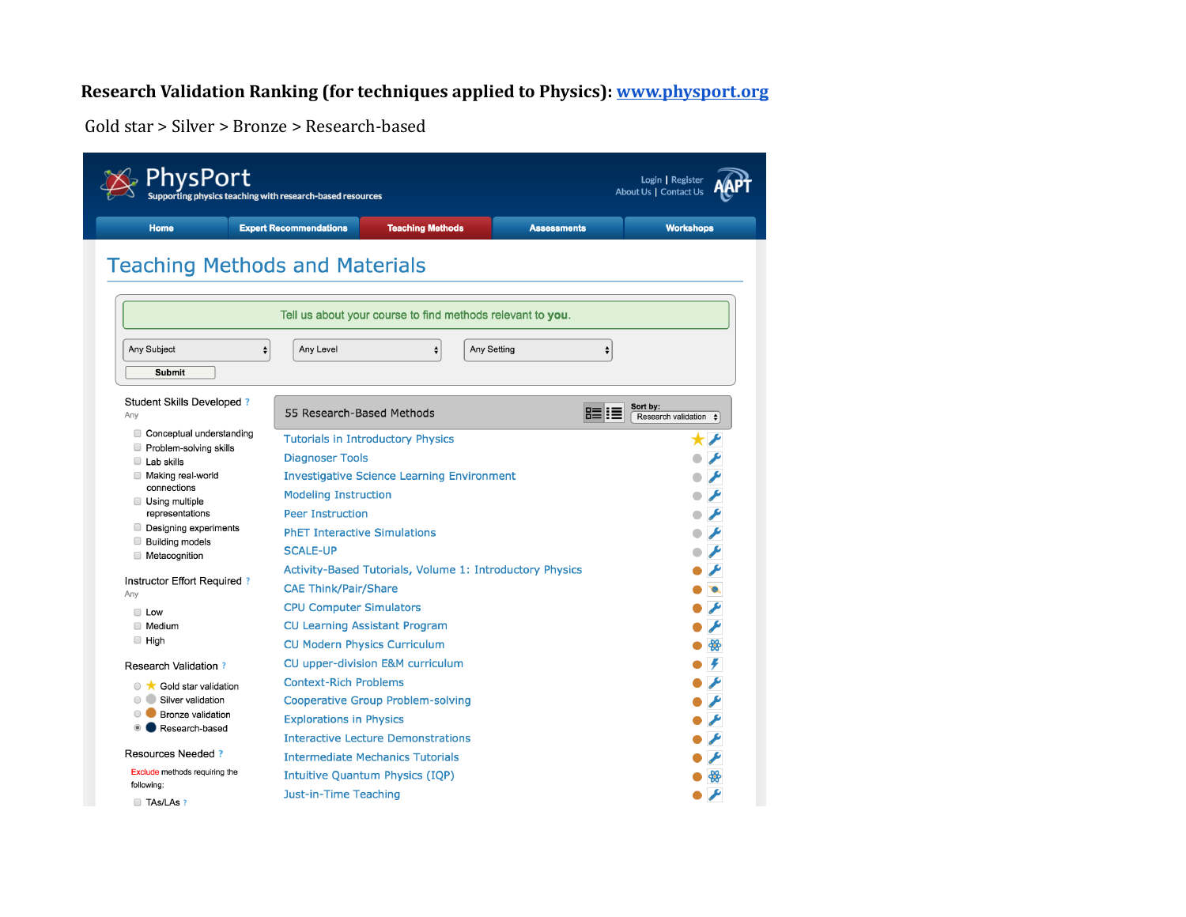**Research Validation Ranking (for techniques applied to Physics): [www.physport.org](http://www.physport.org)**

Gold star > Silver > Bronze > Research-based

PhysPort
Supporting physics teaching with research-based resources

Login | Register
About Us | Contact Us

Home | Expert Recommendations | Teaching Methods | Assessments | Workshops

## Teaching Methods and Materials

Tell us about your course to find methods relevant to **you**.

Any Subject | Any Level | Any Setting

Submit

Student Skills Developed ?
Any

- Conceptual understanding
- Problem-solving skills
- Lab skills
- Making real-world connections
- Using multiple representations
- Designing experiments
- Building models
- Metacognition

Instructor Effort Required ?
Any

- Low
- Medium
- High

Research Validation ?

- Gold star validation
- Silver validation
- Bronze validation
- Research-based

Resources Needed ?

Exclude methods requiring the following:

- TAs/LAs ?

55 Research-Based Methods

Sort by: Research validation

- Tutorials in Introductory Physics
- Diagnoser Tools
- Investigative Science Learning Environment
- Modeling Instruction
- Peer Instruction
- PhET Interactive Simulations
- SCALE-UP
- Activity-Based Tutorials, Volume 1: Introductory Physics
- CAE Think/Pair/Share
- CPU Computer Simulators
- CU Learning Assistant Program
- CU Modern Physics Curriculum
- CU upper-division E&M curriculum
- Context-Rich Problems
- Cooperative Group Problem-solving
- Explorations in Physics
- Interactive Lecture Demonstrations
- Intermediate Mechanics Tutorials
- Intuitive Quantum Physics (IQP)
- Just-in-Time Teaching